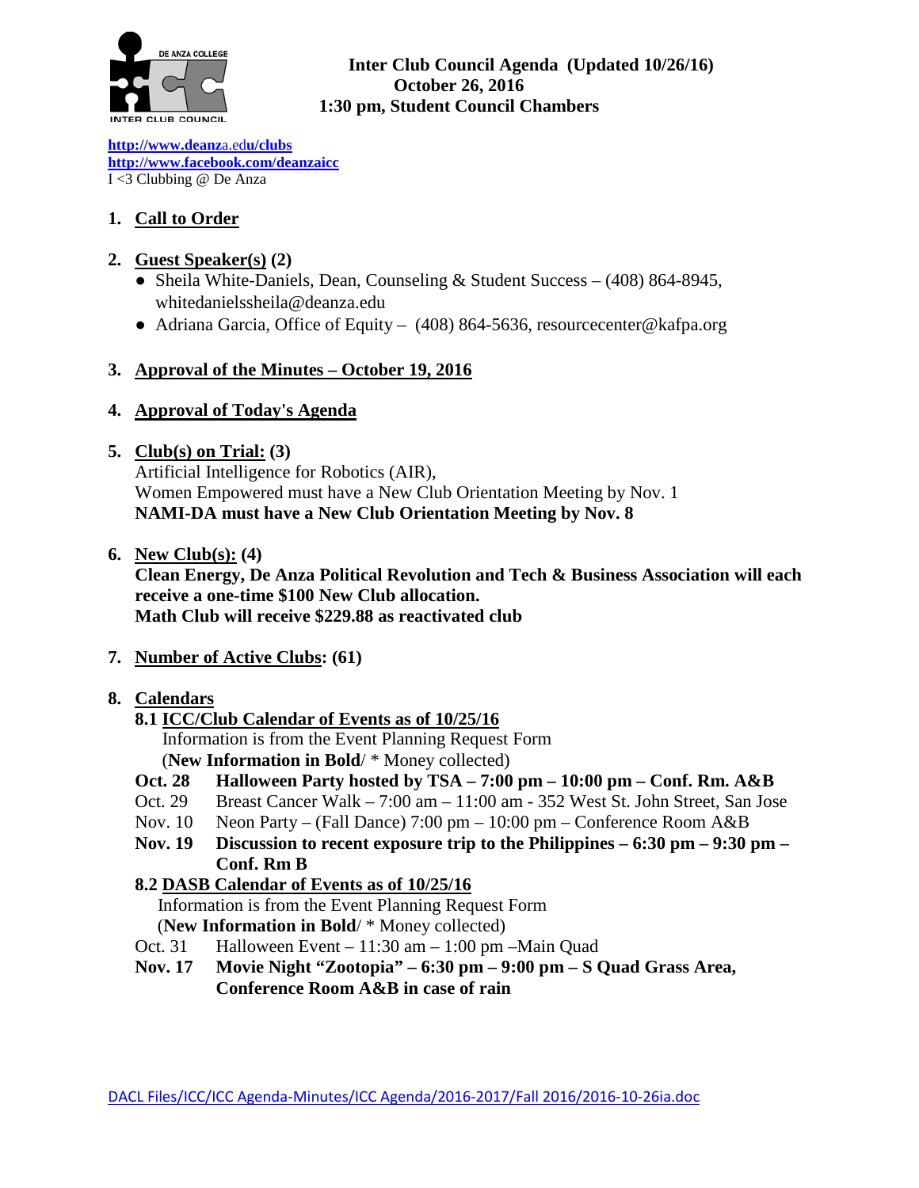**Inter Club Council Agenda (Updated 10/26/16)**
**October 26, 2016**
**1:30 pm, Student Council Chambers**

http://www.deanza.edu/clubs
http://www.facebook.com/deanzaicc
I <3 Clubbing @ De Anza

1. **Call to Order**

2. **Guest Speaker(s) (2)**
   - Sheila White-Daniels, Dean, Counseling & Student Success – (408) 864-8945, whitedanielssheila@deanza.edu
   - Adriana Garcia, Office of Equity – (408) 864-5636, resourcecenter@kafpa.org

3. **Approval of the Minutes – October 19, 2016**

4. **Approval of Today's Agenda**

5. **Club(s) on Trial: (3)**
   Artificial Intelligence for Robotics (AIR),
   Women Empowered must have a New Club Orientation Meeting by Nov. 1
   **NAMI-DA must have a New Club Orientation Meeting by Nov. 8**

6. **New Club(s): (4)**
   **Clean Energy, De Anza Political Revolution and Tech & Business Association will each receive a one-time $100 New Club allocation.**
   **Math Club will receive $229.88 as reactivated club**

7. **Number of Active Clubs: (61)**

8. **Calendars**

   **8.1 ICC/Club Calendar of Events as of 10/25/16**
   Information is from the Event Planning Request Form
   (**New Information in Bold**/ * Money collected)

   **Oct. 28 Halloween Party hosted by TSA – 7:00 pm – 10:00 pm – Conf. Rm. A&B**
   Oct. 29 Breast Cancer Walk – 7:00 am – 11:00 am - 352 West St. John Street, San Jose
   Nov. 10 Neon Party – (Fall Dance) 7:00 pm – 10:00 pm – Conference Room A&B
   **Nov. 19 Discussion to recent exposure trip to the Philippines – 6:30 pm – 9:30 pm – Conf. Rm B**

   **8.2 DASB Calendar of Events as of 10/25/16**
   Information is from the Event Planning Request Form
   (**New Information in Bold**/ * Money collected)

   Oct. 31 Halloween Event – 11:30 am – 1:00 pm –Main Quad
   **Nov. 17 Movie Night "Zootopia" – 6:30 pm – 9:00 pm – S Quad Grass Area, Conference Room A&B in case of rain**

DACL Files/ICC/ICC Agenda-Minutes/ICC Agenda/2016-2017/Fall 2016/2016-10-26ia.doc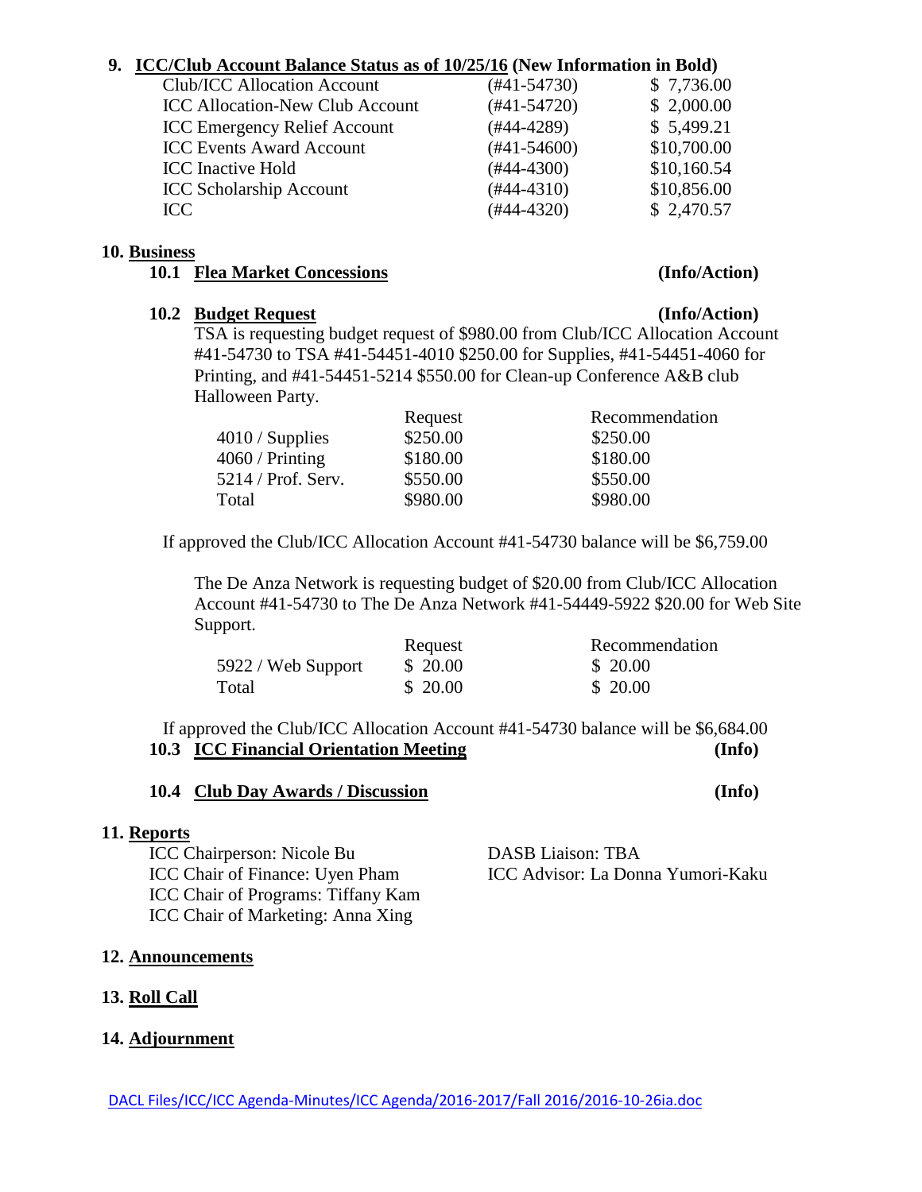## 9. ICC/Club Account Balance Status as of 10/25/16 (New Information in Bold)

| | | |
|---|---|---|
| Club/ICC Allocation Account | (#41-54730) | $ 7,736.00 |
| ICC Allocation-New Club Account | (#41-54720) | $ 2,000.00 |
| ICC Emergency Relief Account | (#44-4289) | $ 5,499.21 |
| ICC Events Award Account | (#41-54600) | $10,700.00 |
| ICC Inactive Hold | (#44-4300) | $10,160.54 |
| ICC Scholarship Account | (#44-4310) | $10,856.00 |
| ICC | (#44-4320) | $ 2,470.57 |

## 10. Business

### 10.1 Flea Market Concessions (Info/Action)

### 10.2 Budget Request (Info/Action)

TSA is requesting budget request of $980.00 from Club/ICC Allocation Account #41-54730 to TSA #41-54451-4010 $250.00 for Supplies, #41-54451-4060 for Printing, and #41-54451-5214 $550.00 for Clean-up Conference A&B club Halloween Party.

| | Request | Recommendation |
|---|---|---|
| 4010 / Supplies | $250.00 | $250.00 |
| 4060 / Printing | $180.00 | $180.00 |
| 5214 / Prof. Serv. | $550.00 | $550.00 |
| Total | $980.00 | $980.00 |

If approved the Club/ICC Allocation Account #41-54730 balance will be $6,759.00

The De Anza Network is requesting budget of $20.00 from Club/ICC Allocation Account #41-54730 to The De Anza Network #41-54449-5922 $20.00 for Web Site Support.

| | Request | Recommendation |
|---|---|---|
| 5922 / Web Support | $ 20.00 | $ 20.00 |
| Total | $ 20.00 | $ 20.00 |

If approved the Club/ICC Allocation Account #41-54730 balance will be $6,684.00

### 10.3 ICC Financial Orientation Meeting (Info)

### 10.4 Club Day Awards / Discussion (Info)

## 11. Reports

ICC Chairperson: Nicole Bu
ICC Chair of Finance: Uyen Pham
ICC Chair of Programs: Tiffany Kam
ICC Chair of Marketing: Anna Xing
DASB Liaison: TBA
ICC Advisor: La Donna Yumori-Kaku

## 12. Announcements

## 13. Roll Call

## 14. Adjournment

DACL Files/ICC/ICC Agenda-Minutes/ICC Agenda/2016-2017/Fall 2016/2016-10-26ia.doc